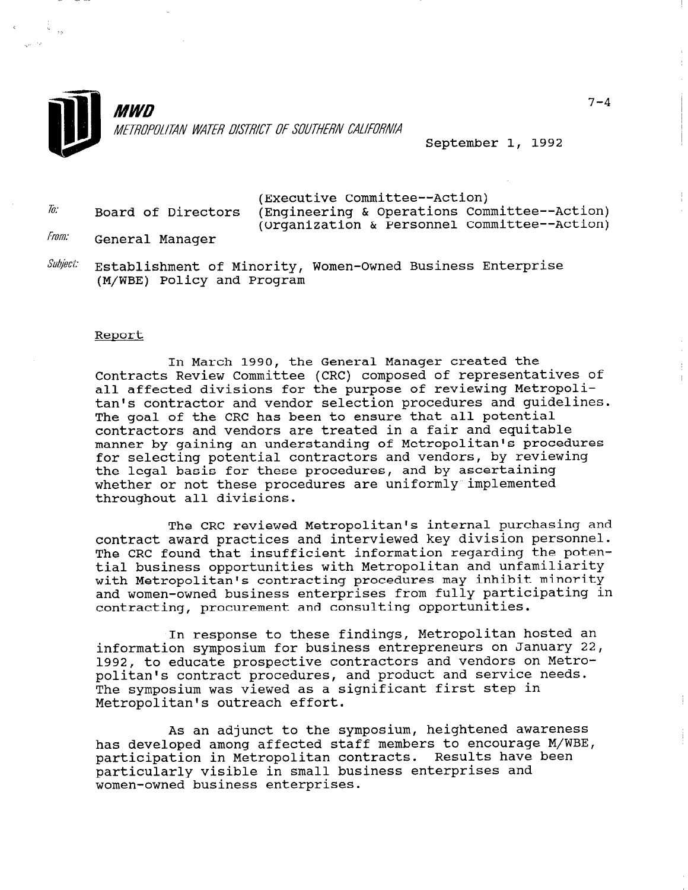**MWD**

*METROPOLITAN WATER DISTRICT OF SOUTHERN CALIFORNIA*

7-4

September 1, 1992

*To:* Board of Directors (Executive Committee--Action)
(Engineering & Operations Committee--Action)
(Organization & Personnel Committee--Action)

*From:* General Manager

*Subject:* Establishment of Minority, Women-Owned Business Enterprise (M/WBE) Policy and Program

Report

In March 1990, the General Manager created the Contracts Review Committee (CRC) composed of representatives of all affected divisions for the purpose of reviewing Metropolitan's contractor and vendor selection procedures and guidelines. The goal of the CRC has been to ensure that all potential contractors and vendors are treated in a fair and equitable manner by gaining an understanding of Metropolitan's procedures for selecting potential contractors and vendors, by reviewing the legal basis for these procedures, and by ascertaining whether or not these procedures are uniformly implemented throughout all divisions.

The CRC reviewed Metropolitan's internal purchasing and contract award practices and interviewed key division personnel. The CRC found that insufficient information regarding the potential business opportunities with Metropolitan and unfamiliarity with Metropolitan's contracting procedures may inhibit minority and women-owned business enterprises from fully participating in contracting, procurement and consulting opportunities.

In response to these findings, Metropolitan hosted an information symposium for business entrepreneurs on January 22, 1992, to educate prospective contractors and vendors on Metropolitan's contract procedures, and product and service needs. The symposium was viewed as a significant first step in Metropolitan's outreach effort.

As an adjunct to the symposium, heightened awareness has developed among affected staff members to encourage M/WBE, participation in Metropolitan contracts. Results have been particularly visible in small business enterprises and women-owned business enterprises.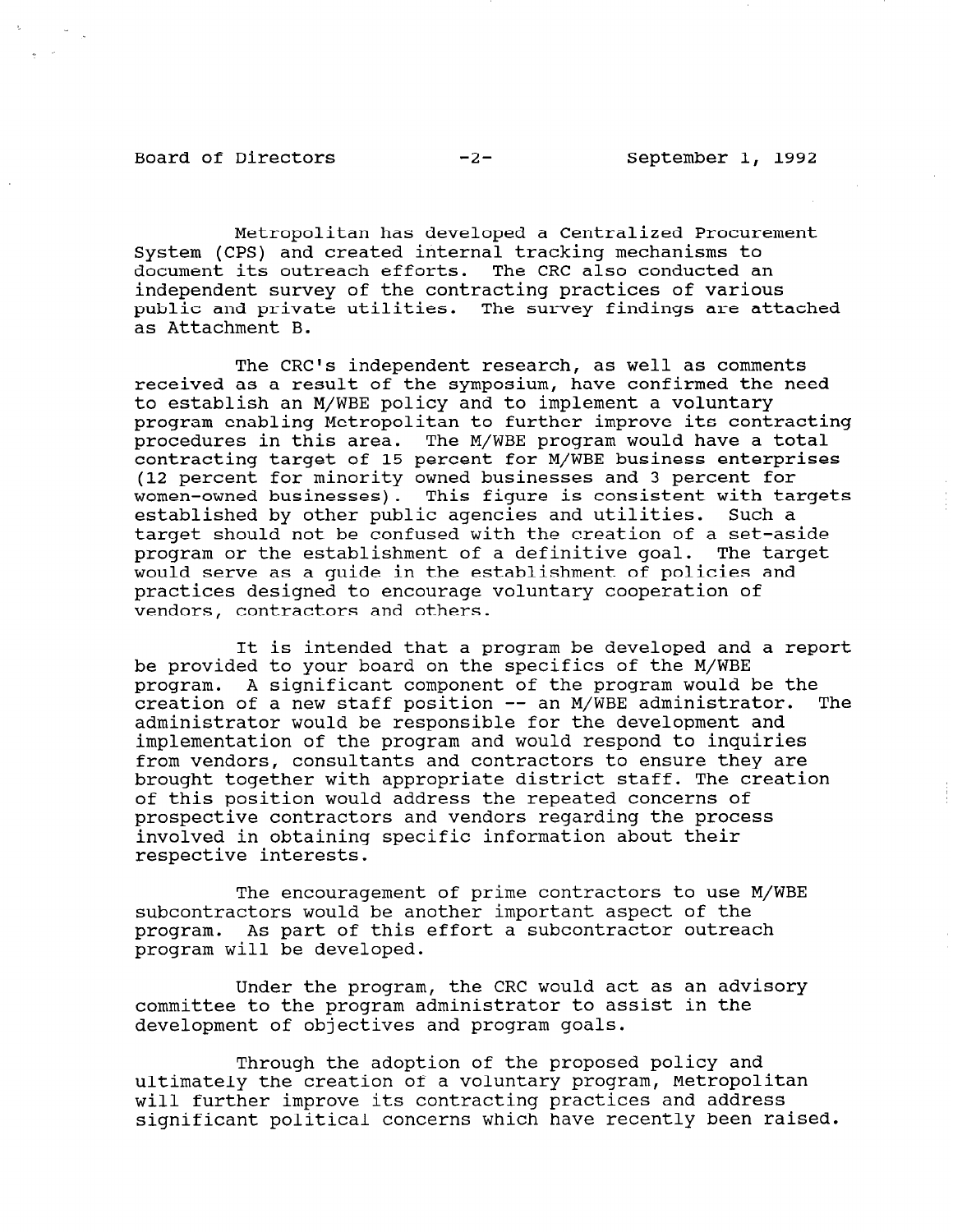Metropolitan has developed a Centralized Procurement System (CPS) and created internal tracking mechanisms to document its outreach efforts. The CRC also conducted an independent survey of the contracting practices of various public and private utilities. The survey findings are attached as Attachment B.

The CRC's independent research, as well as comments received as a result of the symposium, have confirmed the need to establish an M/WBE policy and to implement a voluntary program enabling Metropolitan to further improve its contracting procedures in this area. The M/WBE program would have a total contracting target of 15 percent for M/WBE business enterprises (12 percent for minority owned businesses and 3 percent for women-owned businesses). This figure is consistent with targets established by other public agencies and utilities. Such a target should not be confused with the creation of a set-aside program or the establishment of a definitive goal. The target would serve as a guide in the establishment of policies and practices designed to encourage voluntary cooperation of vendors, contractors and others.

It is intended that a program be developed and a report be provided to your board on the specifics of the M/WBE program. A significant component of the program would be the creation of a new staff position -- an M/WBE administrator. The administrator would be responsible for the development and implementation of the program and would respond to inquiries from vendors, consultants and contractors to ensure they are brought together with appropriate district staff. The creation of this position would address the repeated concerns of prospective contractors and vendors regarding the process involved in obtaining specific information about their respective interests.

The encouragement of prime contractors to use M/WBE subcontractors would be another important aspect of the program. As part of this effort a subcontractor outreach program will be developed.

Under the program, the CRC would act as an advisory committee to the program administrator to assist in the development of objectives and program goals.

Through the adoption of the proposed policy and ultimately the creation of a voluntary program, Metropolitan will further improve its contracting practices and address significant political concerns which have recently been raised.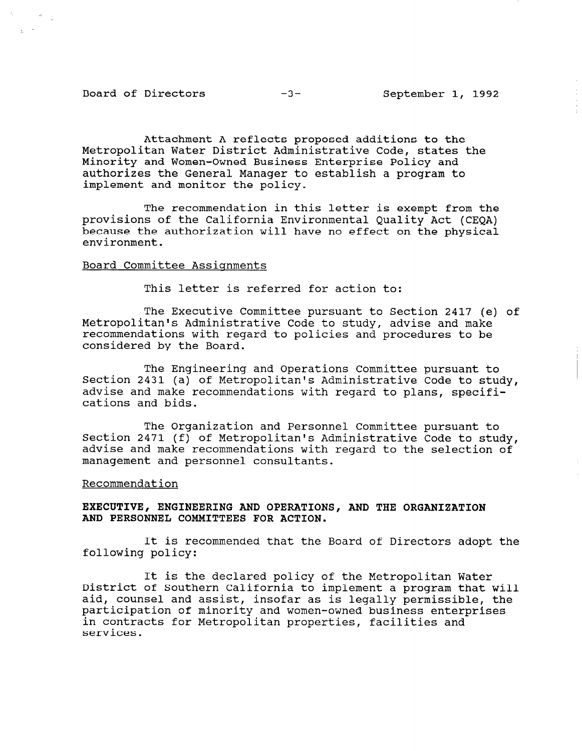Attachment A reflects proposed additions to the Metropolitan Water District Administrative Code, states the Minority and Women-Owned Business Enterprise Policy and authorizes the General Manager to establish a program to implement and monitor the policy.

The recommendation in this letter is exempt from the provisions of the California Environmental Quality Act (CEQA) because the authorization will have no effect on the physical environment.

Board Committee Assignments

This letter is referred for action to:

The Executive Committee pursuant to Section 2417 (e) of Metropolitan's Administrative Code to study, advise and make recommendations with regard to policies and procedures to be considered by the Board.

The Engineering and Operations Committee pursuant to Section 2431 (a) of Metropolitan's Administrative Code to study, advise and make recommendations with regard to plans, specifications and bids.

The Organization and Personnel Committee pursuant to Section 2471 (f) of Metropolitan's Administrative Code to study, advise and make recommendations with regard to the selection of management and personnel consultants.

Recommendation

**EXECUTIVE, ENGINEERING AND OPERATIONS, AND THE ORGANIZATION AND PERSONNEL COMMITTEES FOR ACTION.**

It is recommended that the Board of Directors adopt the following policy:

It is the declared policy of the Metropolitan Water District of Southern California to implement a program that will aid, counsel and assist, insofar as is legally permissible, the participation of minority and women-owned business enterprises in contracts for Metropolitan properties, facilities and services.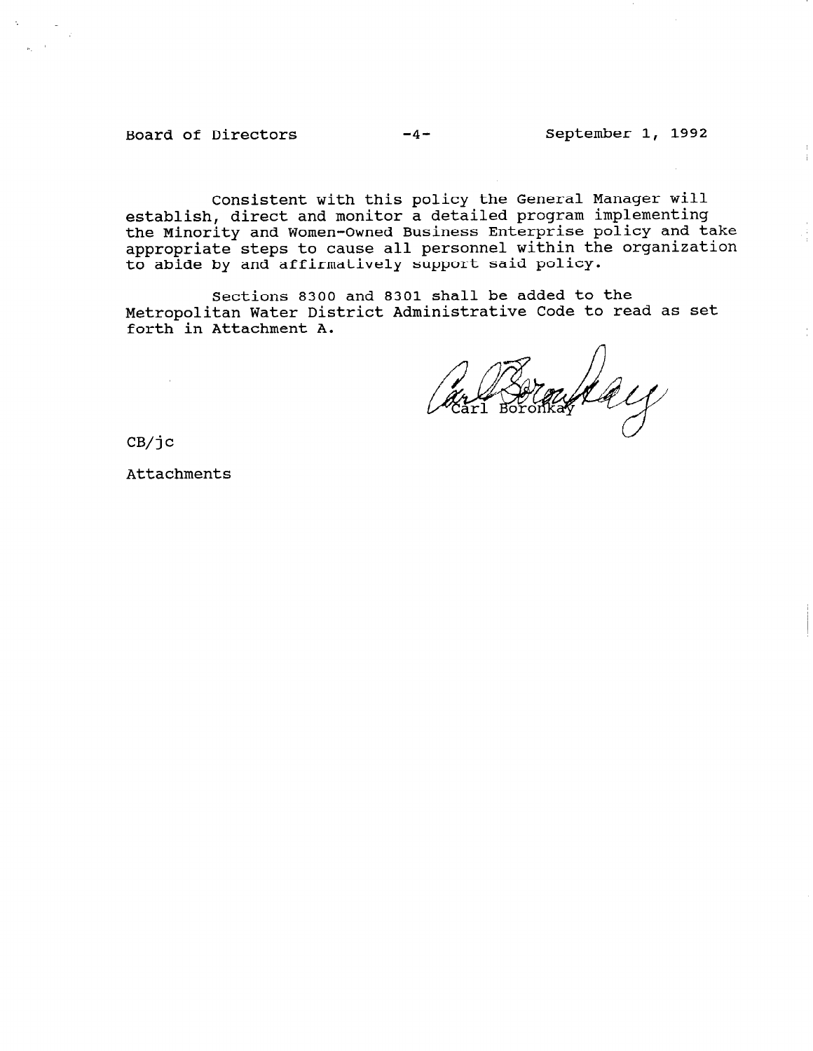Consistent with this policy the General Manager will establish, direct and monitor a detailed program implementing the Minority and Women-Owned Business Enterprise policy and take appropriate steps to cause all personnel within the organization to abide by and affirmatively support said policy.

Sections 8300 and 8301 shall be added to the Metropolitan Water District Administrative Code to read as set forth in Attachment A.

Carl Boronkay

CB/jc

Attachments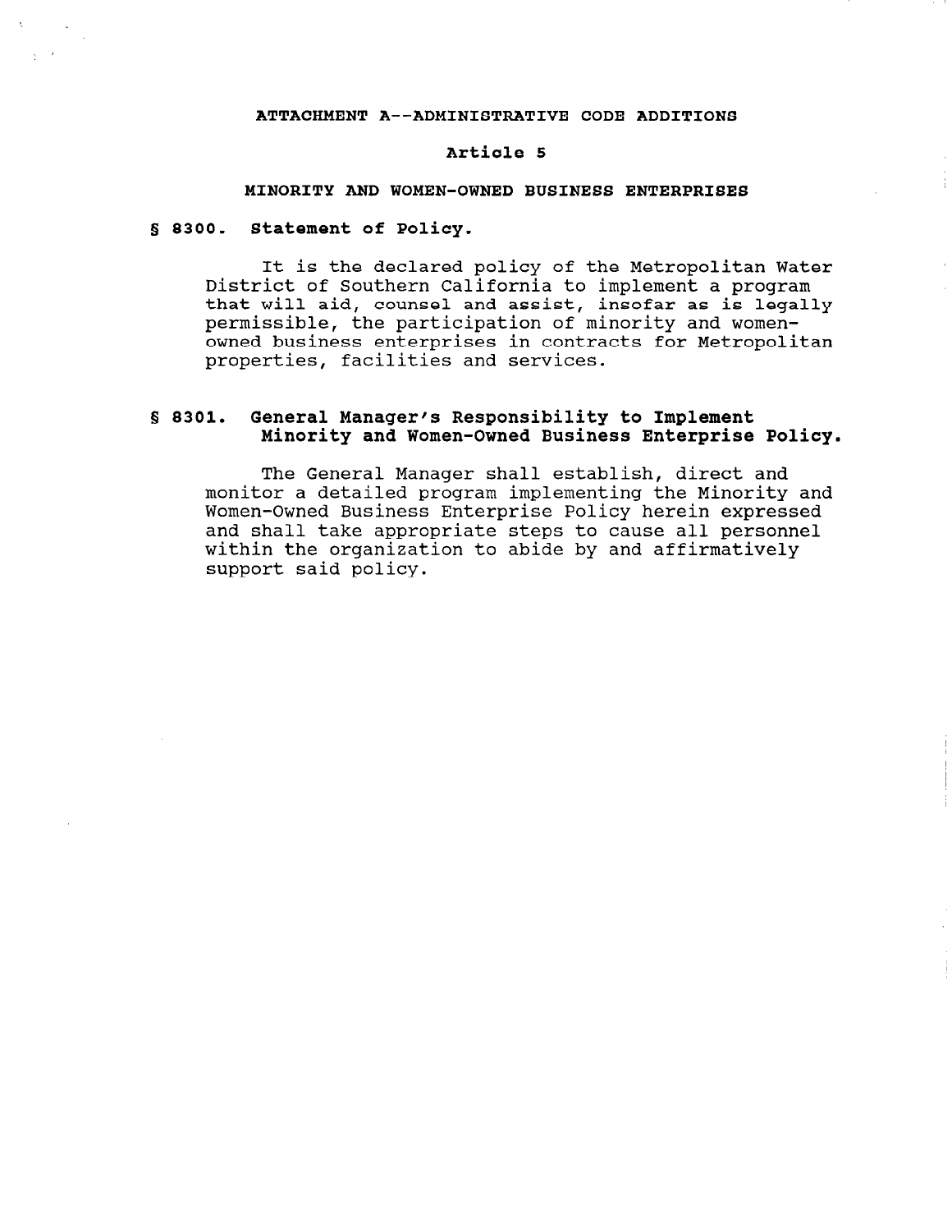# ATTACHMENT A--ADMINISTRATIVE CODE ADDITIONS

## Article 5

## MINORITY AND WOMEN-OWNED BUSINESS ENTERPRISES

### § 8300. Statement of Policy.

It is the declared policy of the Metropolitan Water District of Southern California to implement a program that will aid, counsel and assist, insofar as is legally permissible, the participation of minority and women-owned business enterprises in contracts for Metropolitan properties, facilities and services.

### § 8301. General Manager's Responsibility to Implement Minority and Women-Owned Business Enterprise Policy.

The General Manager shall establish, direct and monitor a detailed program implementing the Minority and Women-Owned Business Enterprise Policy herein expressed and shall take appropriate steps to cause all personnel within the organization to abide by and affirmatively support said policy.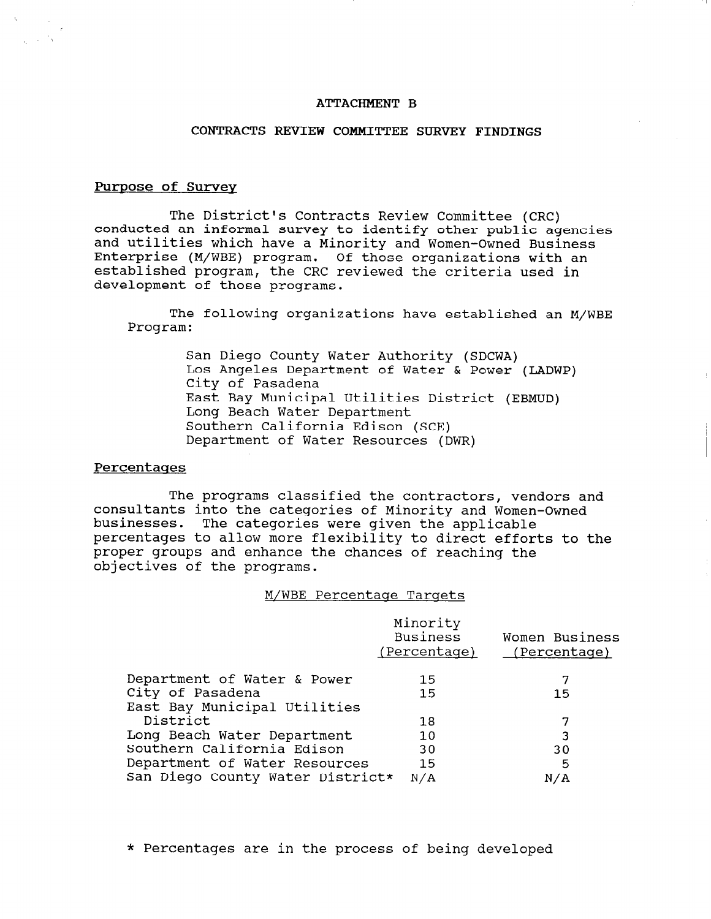# ATTACHMENT B

## CONTRACTS REVIEW COMMITTEE SURVEY FINDINGS

### Purpose of Survey

The District's Contracts Review Committee (CRC) conducted an informal survey to identify other public agencies and utilities which have a Minority and Women-Owned Business Enterprise (M/WBE) program. Of those organizations with an established program, the CRC reviewed the criteria used in development of those programs.

The following organizations have established an M/WBE Program:

- San Diego County Water Authority (SDCWA)
- Los Angeles Department of Water & Power (LADWP)
- City of Pasadena
- East Bay Municipal Utilities District (EBMUD)
- Long Beach Water Department
- Southern California Edison (SCE)
- Department of Water Resources (DWR)

### Percentages

The programs classified the contractors, vendors and consultants into the categories of Minority and Women-Owned businesses. The categories were given the applicable percentages to allow more flexibility to direct efforts to the proper groups and enhance the chances of reaching the objectives of the programs.

M/WBE Percentage Targets

| | Minority Business (Percentage) | Women Business (Percentage) |
|---|---|---|
| Department of Water & Power | 15 | 7 |
| City of Pasadena | 15 | 15 |
| East Bay Municipal Utilities District | 18 | 7 |
| Long Beach Water Department | 10 | 3 |
| Southern California Edison | 30 | 30 |
| Department of Water Resources | 15 | 5 |
| San Diego County Water District* | N/A | N/A |

* Percentages are in the process of being developed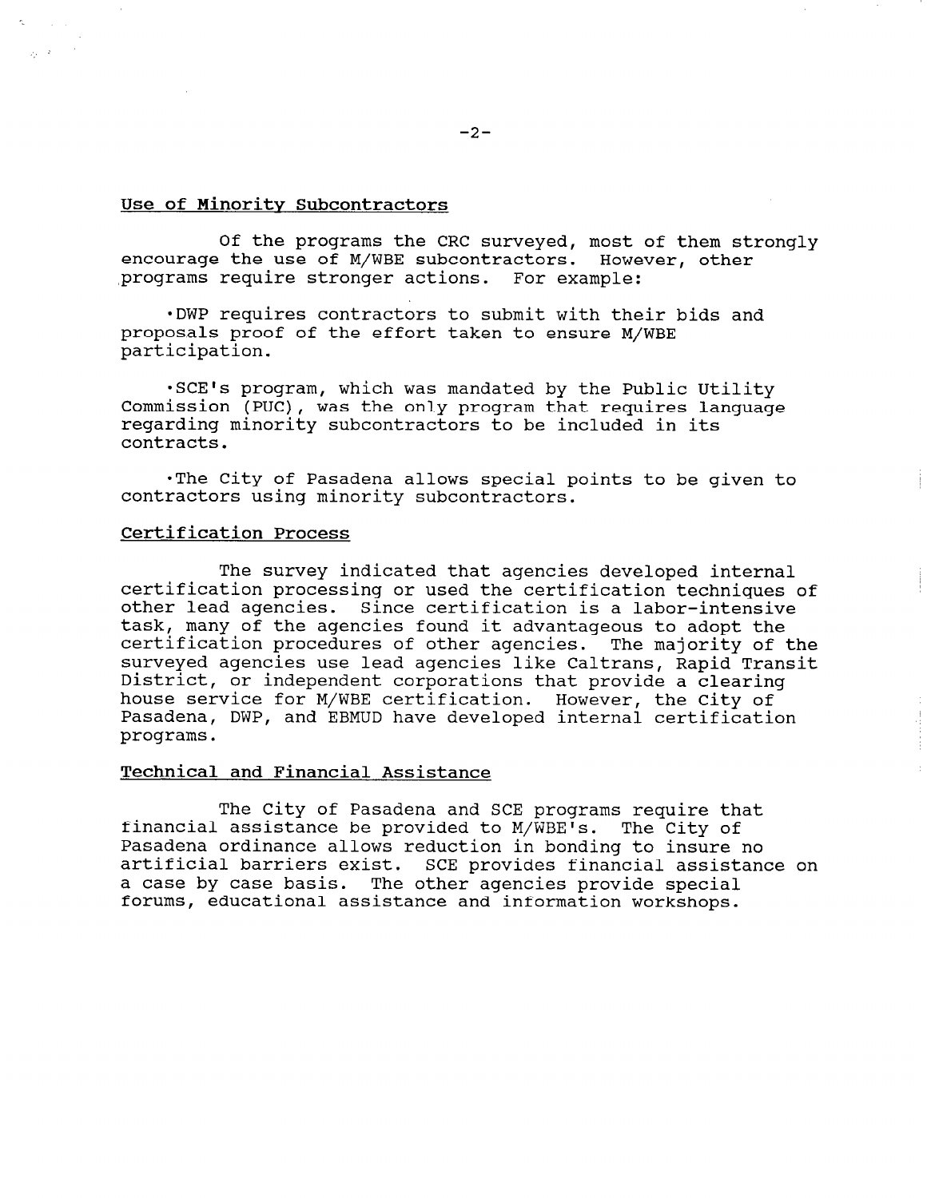## Use of Minority Subcontractors

Of the programs the CRC surveyed, most of them strongly encourage the use of M/WBE subcontractors. However, other programs require stronger actions. For example:

- DWP requires contractors to submit with their bids and proposals proof of the effort taken to ensure M/WBE participation.

- SCE's program, which was mandated by the Public Utility Commission (PUC), was the only program that requires language regarding minority subcontractors to be included in its contracts.

- The City of Pasadena allows special points to be given to contractors using minority subcontractors.

## Certification Process

The survey indicated that agencies developed internal certification processing or used the certification techniques of other lead agencies. Since certification is a labor-intensive task, many of the agencies found it advantageous to adopt the certification procedures of other agencies. The majority of the surveyed agencies use lead agencies like Caltrans, Rapid Transit District, or independent corporations that provide a clearing house service for M/WBE certification. However, the City of Pasadena, DWP, and EBMUD have developed internal certification programs.

## Technical and Financial Assistance

The City of Pasadena and SCE programs require that financial assistance be provided to M/WBE's. The City of Pasadena ordinance allows reduction in bonding to insure no artificial barriers exist. SCE provides financial assistance on a case by case basis. The other agencies provide special forums, educational assistance and information workshops.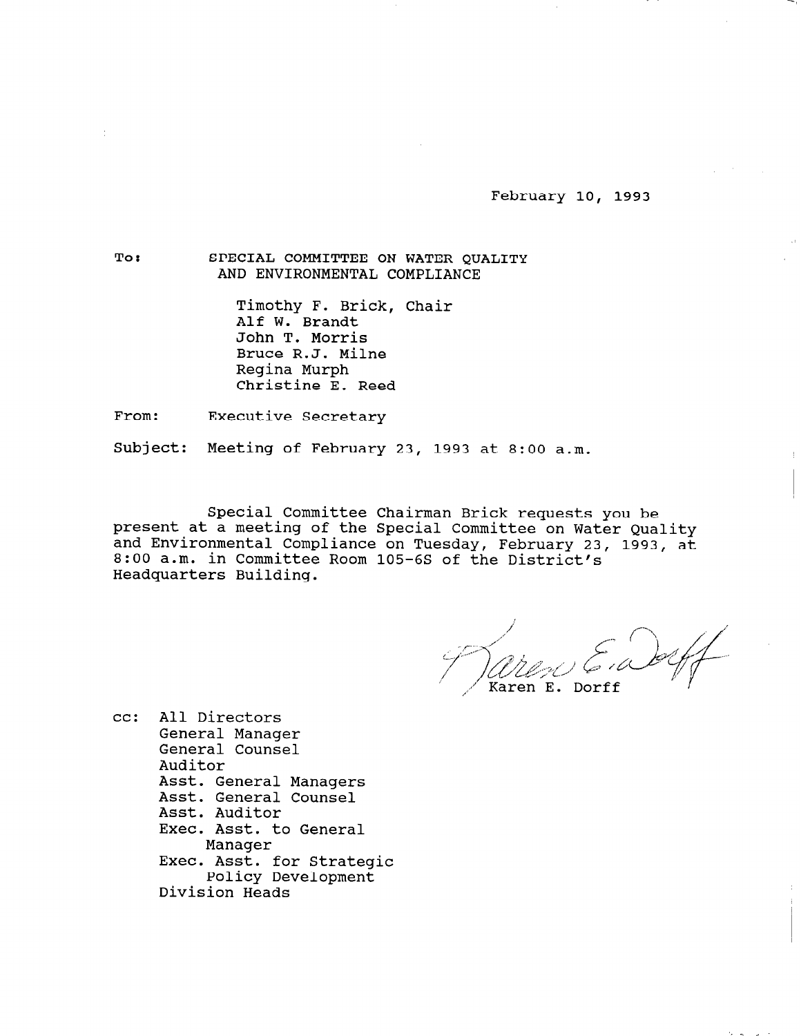February 10, 1993

To: SPECIAL COMMITTEE ON WATER QUALITY AND ENVIRONMENTAL COMPLIANCE

Timothy F. Brick, Chair
Alf W. Brandt
John T. Morris
Bruce R.J. Milne
Regina Murph
Christine E. Reed

From: Executive Secretary

Subject: Meeting of February 23, 1993 at 8:00 a.m.

Special Committee Chairman Brick requests you be present at a meeting of the Special Committee on Water Quality and Environmental Compliance on Tuesday, February 23, 1993, at 8:00 a.m. in Committee Room 105-6S of the District's Headquarters Building.

Karen E. Dorff

cc: All Directors
General Manager
General Counsel
Auditor
Asst. General Managers
Asst. General Counsel
Asst. Auditor
Exec. Asst. to General Manager
Exec. Asst. for Strategic Policy Development
Division Heads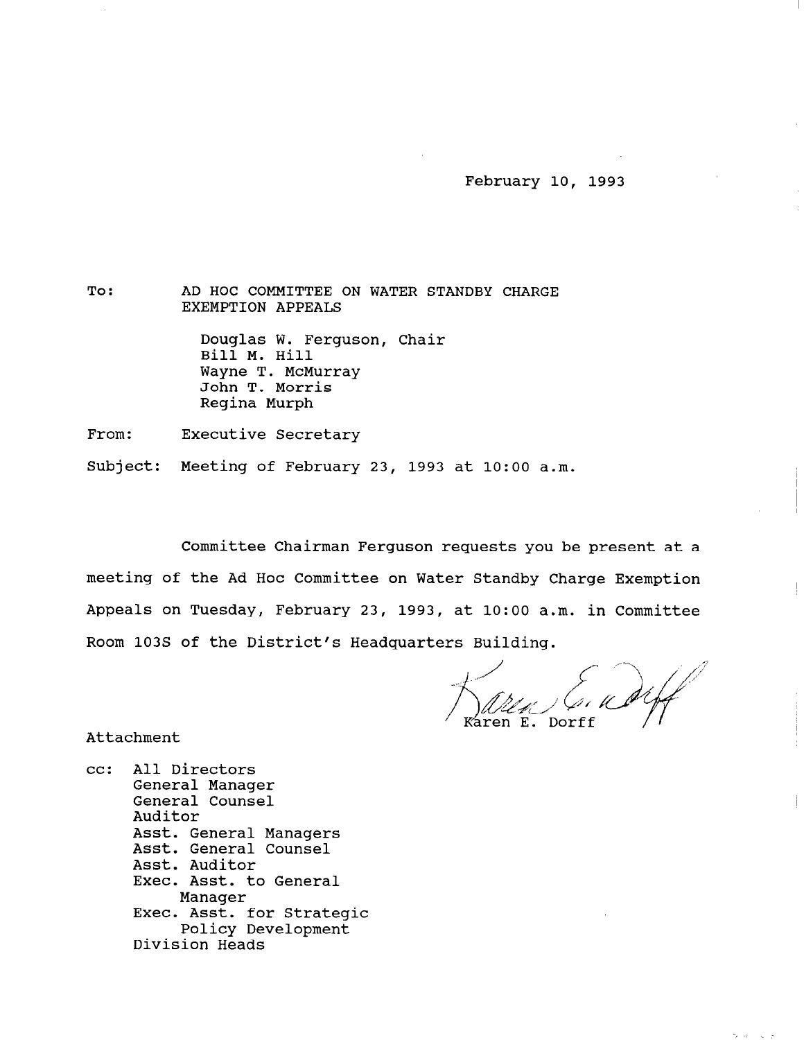February 10, 1993

To: AD HOC COMMITTEE ON WATER STANDBY CHARGE EXEMPTION APPEALS

Douglas W. Ferguson, Chair
Bill M. Hill
Wayne T. McMurray
John T. Morris
Regina Murph

From: Executive Secretary

Subject: Meeting of February 23, 1993 at 10:00 a.m.

Committee Chairman Ferguson requests you be present at a meeting of the Ad Hoc Committee on Water Standby Charge Exemption Appeals on Tuesday, February 23, 1993, at 10:00 a.m. in Committee Room 103S of the District's Headquarters Building.

Karen E. Dorff

Attachment

cc: All Directors
General Manager
General Counsel
Auditor
Asst. General Managers
Asst. General Counsel
Asst. Auditor
Exec. Asst. to General Manager
Exec. Asst. for Strategic Policy Development
Division Heads